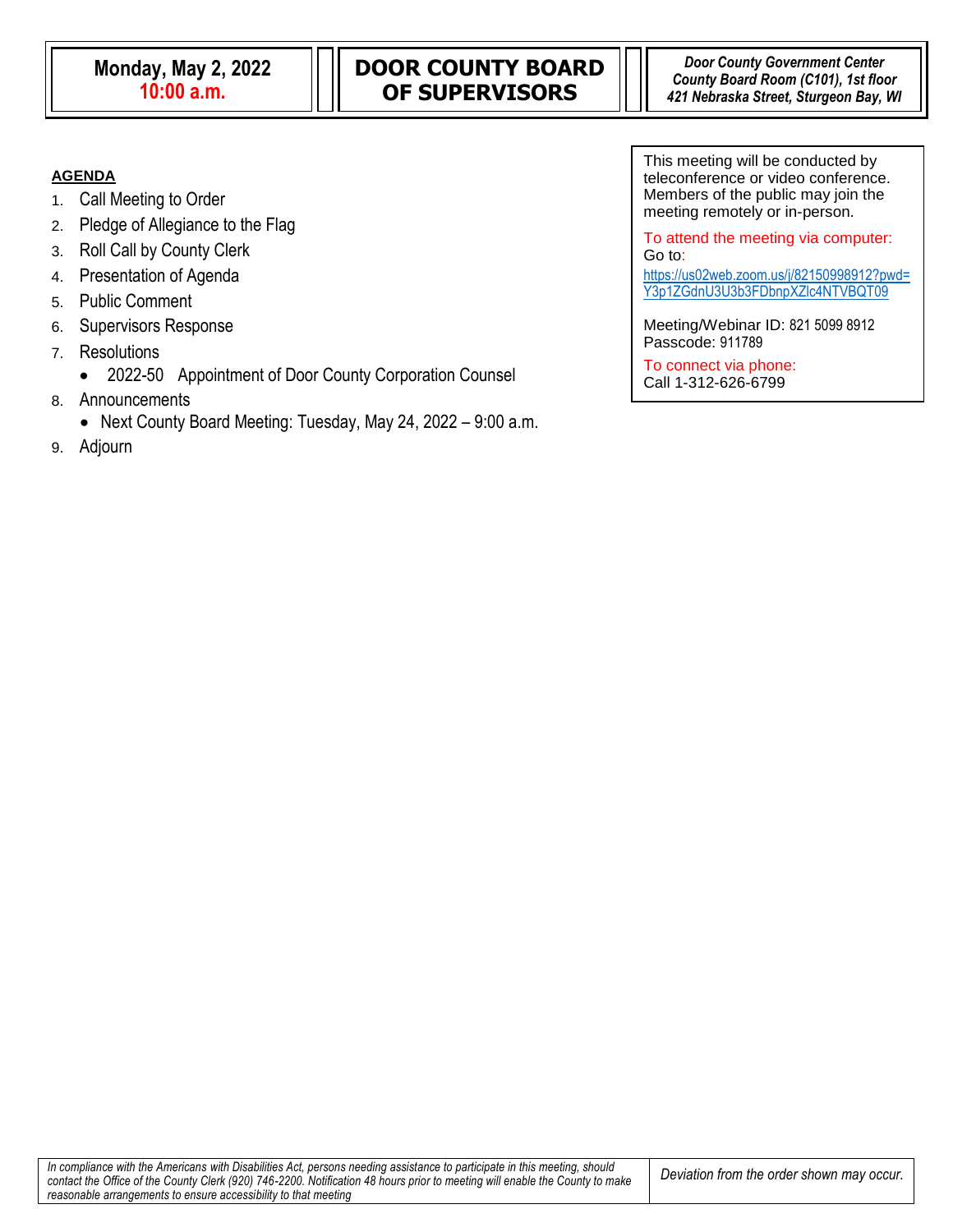**Monday, May 2, 2022**
**10:00 a.m.**

# DOOR COUNTY BOARD OF SUPERVISORS

***Door County Government Center***
***County Board Room (C101), 1st floor***
***421 Nebraska Street, Sturgeon Bay, WI***

This meeting will be conducted by teleconference or video conference. Members of the public may join the meeting remotely or in-person.

To attend the meeting via computer:
Go to:
https://us02web.zoom.us/j/82150998912?pwd=Y3p1ZGdnU3U3b3FDbnpXZlc4NTVBQT09

Meeting/Webinar ID: 821 5099 8912
Passcode: 911789

To connect via phone:
Call 1-312-626-6799

## AGENDA

1. Call Meeting to Order
2. Pledge of Allegiance to the Flag
3. Roll Call by County Clerk
4. Presentation of Agenda
5. Public Comment
6. Supervisors Response
7. Resolutions
   - 2022-50 Appointment of Door County Corporation Counsel
8. Announcements
   - Next County Board Meeting: Tuesday, May 24, 2022 – 9:00 a.m.
9. Adjourn

*In compliance with the Americans with Disabilities Act, persons needing assistance to participate in this meeting, should contact the Office of the County Clerk (920) 746-2200. Notification 48 hours prior to meeting will enable the County to make reasonable arrangements to ensure accessibility to that meeting*

*Deviation from the order shown may occur.*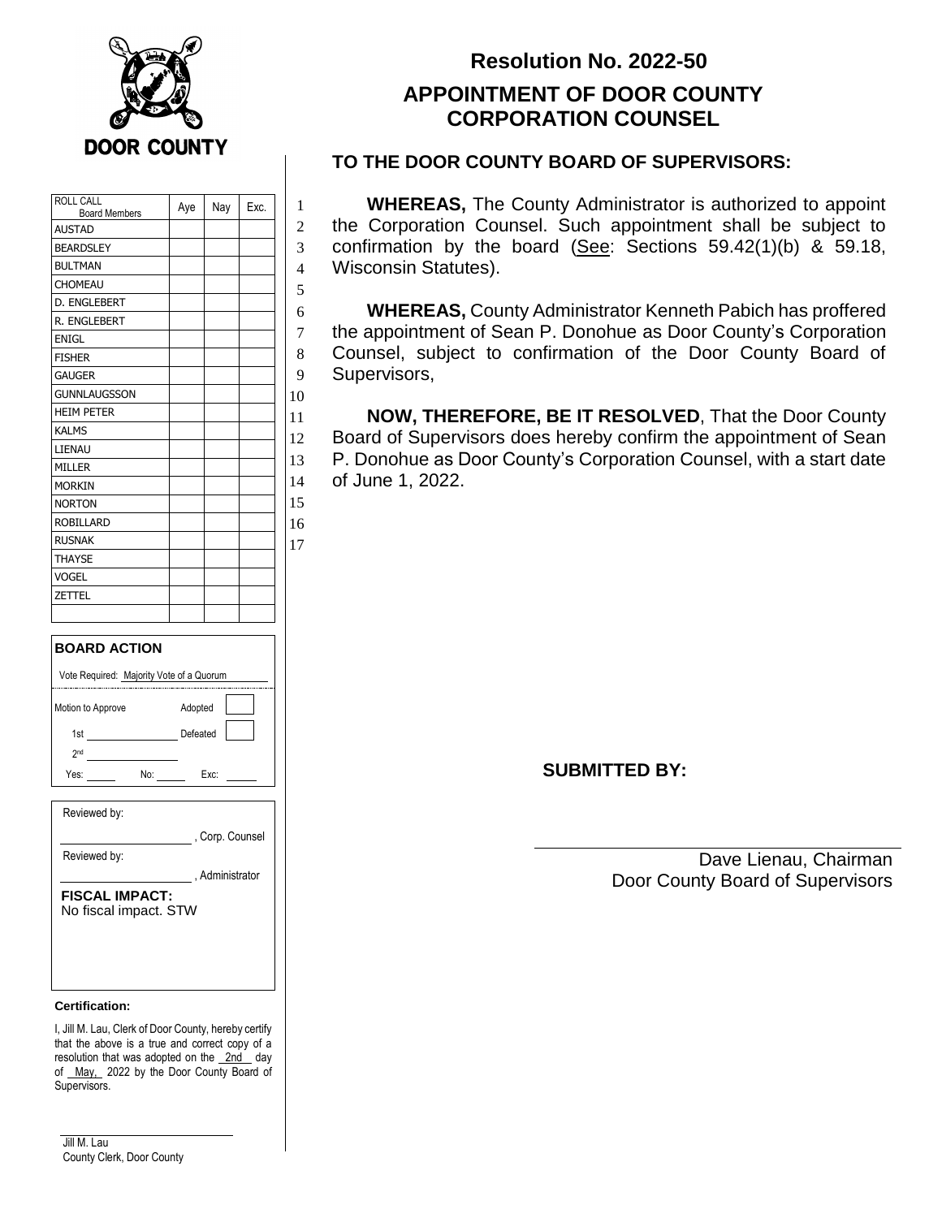DOOR COUNTY

# Resolution No. 2022-50

## APPOINTMENT OF DOOR COUNTY CORPORATION COUNSEL

**TO THE DOOR COUNTY BOARD OF SUPERVISORS:**

**WHEREAS,** The County Administrator is authorized to appoint the Corporation Counsel. Such appointment shall be subject to confirmation by the board (See: Sections 59.42(1)(b) & 59.18, Wisconsin Statutes).

**WHEREAS,** County Administrator Kenneth Pabich has proffered the appointment of Sean P. Donohue as Door County's Corporation Counsel, subject to confirmation of the Door County Board of Supervisors,

**NOW, THEREFORE, BE IT RESOLVED**, That the Door County Board of Supervisors does hereby confirm the appointment of Sean P. Donohue as Door County's Corporation Counsel, with a start date of June 1, 2022.

| ROLL CALL Board Members | Aye | Nay | Exc. |
|---|---|---|---|
| AUSTAD | | | |
| BEARDSLEY | | | |
| BULTMAN | | | |
| CHOMEAU | | | |
| D. ENGLEBERT | | | |
| R. ENGLEBERT | | | |
| ENIGL | | | |
| FISHER | | | |
| GAUGER | | | |
| GUNNLAUGSSON | | | |
| HEIM PETER | | | |
| KALMS | | | |
| LIENAU | | | |
| MILLER | | | |
| MORKIN | | | |
| NORTON | | | |
| ROBILLARD | | | |
| RUSNAK | | | |
| THAYSE | | | |
| VOGEL | | | |
| ZETTEL | | | |
| | | | |

**BOARD ACTION**

Vote Required: Majority Vote of a Quorum

Motion to Approve — Adopted ☐

1st ______________ Defeated ☐

2nd ______________

Yes: _____ No: _____ Exc: _____

Reviewed by:

______________________, Corp. Counsel

Reviewed by:

______________________, Administrator

**FISCAL IMPACT:**
No fiscal impact. STW

**SUBMITTED BY:**

______________________
Dave Lienau, Chairman
Door County Board of Supervisors

**Certification:**

I, Jill M. Lau, Clerk of Door County, hereby certify that the above is a true and correct copy of a resolution that was adopted on the 2nd day of May, 2022 by the Door County Board of Supervisors.

______________________
Jill M. Lau
County Clerk, Door County